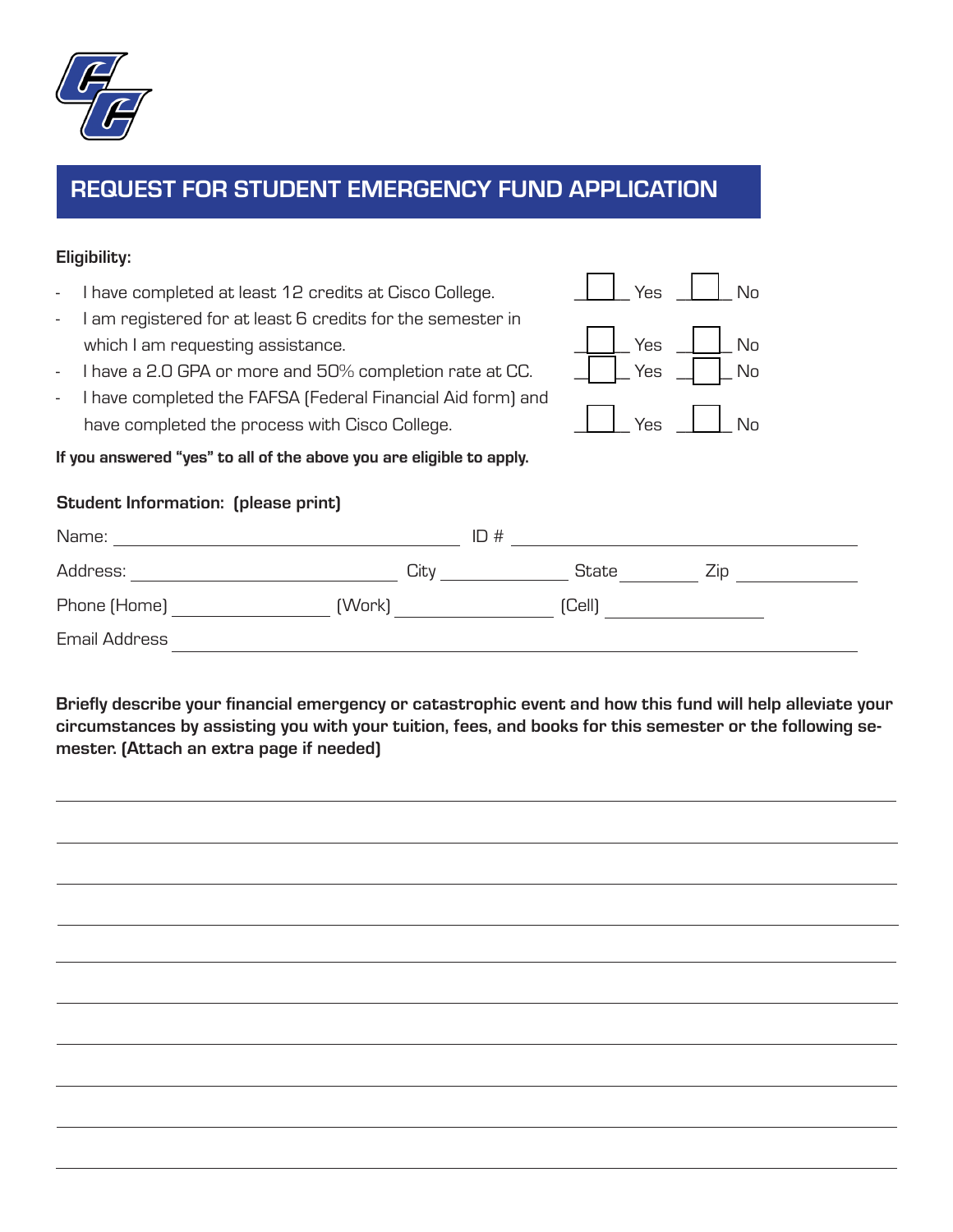# REQUEST FOR STUDENT EMERGENCY FUND APPLICATION

**Eligibility:**

- I have completed at least 12 credits at Cisco College. ☐ Yes ☐ No
- I am registered for at least 6 credits for the semester in which I am requesting assistance. ☐ Yes ☐ No
- I have a 2.0 GPA or more and 50% completion rate at CC. ☐ Yes ☐ No
- I have completed the FAFSA (Federal Financial Aid form) and have completed the process with Cisco College. ☐ Yes ☐ No

**If you answered "yes" to all of the above you are eligible to apply.**

**Student Information: (please print)**

Name: ______________________________ ID # ______________________________

Address: ______________________ City ______________ State ________ Zip ____________

Phone (Home) ______________ (Work) ______________ (Cell) ______________

Email Address ____________________________________________________________

**Briefly describe your financial emergency or catastrophic event and how this fund will help alleviate your circumstances by assisting you with your tuition, fees, and books for this semester or the following semester. (Attach an extra page if needed)**

______________________________________________________________________________

______________________________________________________________________________

______________________________________________________________________________

______________________________________________________________________________

______________________________________________________________________________

______________________________________________________________________________

______________________________________________________________________________

______________________________________________________________________________

______________________________________________________________________________

______________________________________________________________________________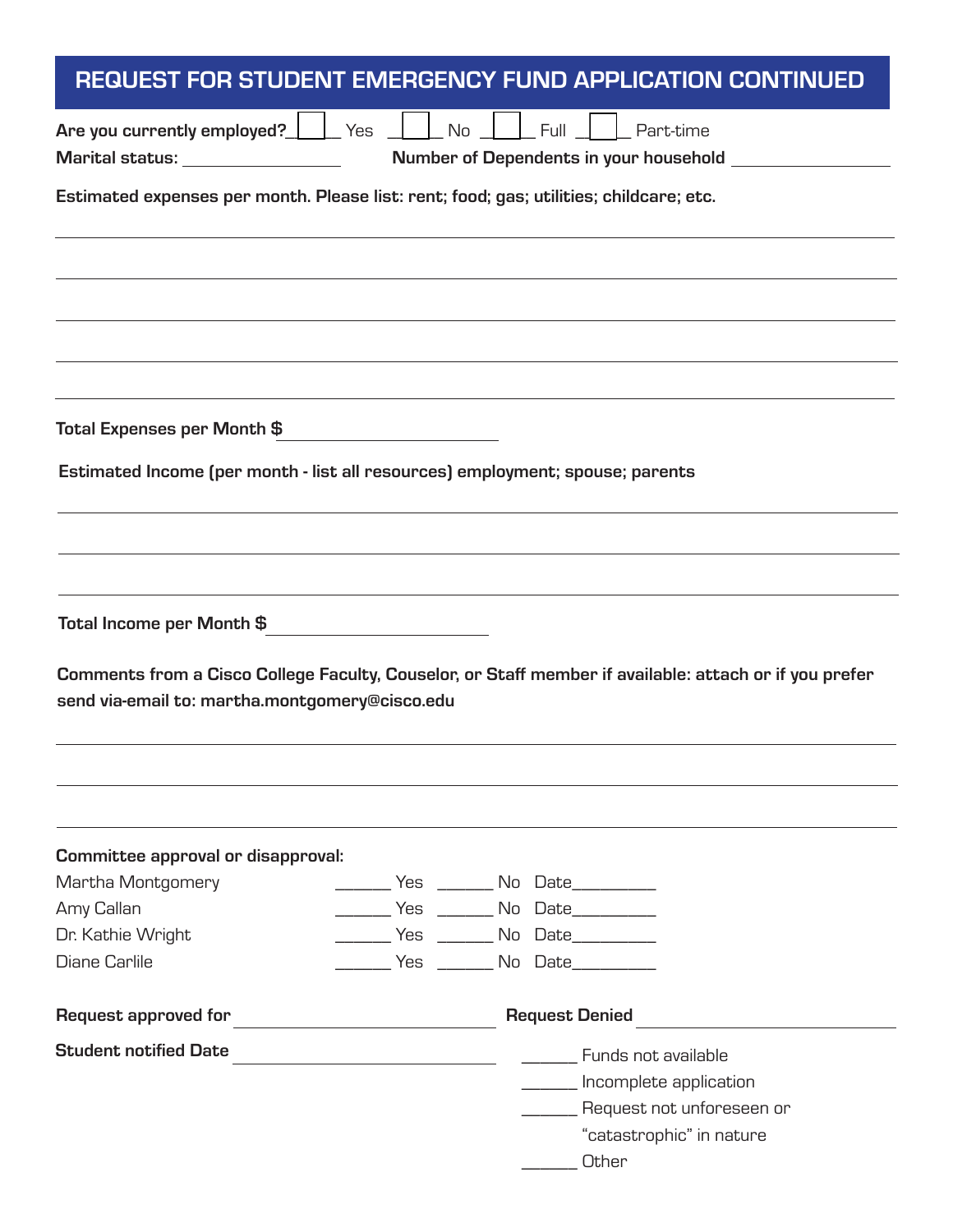# REQUEST FOR STUDENT EMERGENCY FUND APPLICATION CONTINUED

**Are you currently employed?** ____ Yes ____ No ____ Full ____ Part-time

**Marital status:** ________________ **Number of Dependents in your household** ________________

**Estimated expenses per month. Please list: rent; food; gas; utilities; childcare; etc.**

______________________________________________________________________

______________________________________________________________________

______________________________________________________________________

______________________________________________________________________

______________________________________________________________________

**Total Expenses per Month $** ________________________

**Estimated Income (per month - list all resources) employment; spouse; parents**

______________________________________________________________________

______________________________________________________________________

______________________________________________________________________

**Total Income per Month $** ________________________

**Comments from a Cisco College Faculty, Couselor, or Staff member if available: attach or if you prefer send via-email to: martha.montgomery@cisco.edu**

______________________________________________________________________

______________________________________________________________________

______________________________________________________________________

**Committee approval or disapproval:**

| | | | |
|---|---|---|---|
| Martha Montgomery | ______ Yes | ______ No | Date_________ |
| Amy Callan | ______ Yes | ______ No | Date_________ |
| Dr. Kathie Wright | ______ Yes | ______ No | Date_________ |
| Diane Carlile | ______ Yes | ______ No | Date_________ |

**Request approved for** ____________________________

**Student notified Date** ____________________________

**Request Denied** ____________________________

______ Funds not available

______ Incomplete application

______ Request not unforeseen or "catastrophic" in nature

______ Other